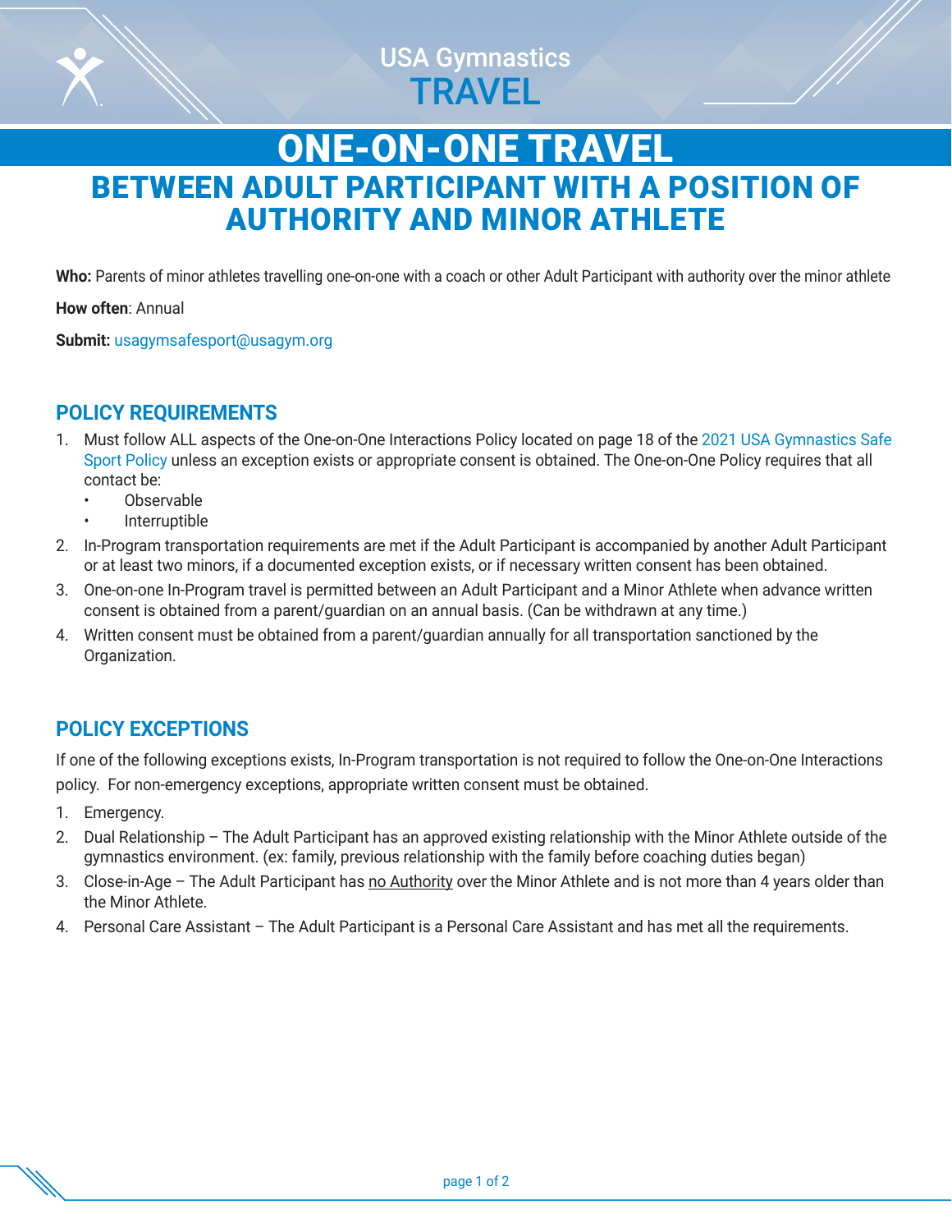USA Gymnastics

# TRAVEL

# ONE-ON-ONE TRAVEL

## BETWEEN ADULT PARTICIPANT WITH A POSITION OF AUTHORITY AND MINOR ATHLETE

**Who:** Parents of minor athletes travelling one-on-one with a coach or other Adult Participant with authority over the minor athlete

**How often**: Annual

**Submit:** usagymsafesport@usagym.org

## POLICY REQUIREMENTS

1. Must follow ALL aspects of the One-on-One Interactions Policy located on page 18 of the 2021 USA Gymnastics Safe Sport Policy unless an exception exists or appropriate consent is obtained. The One-on-One Policy requires that all contact be:
   - Observable
   - Interruptible
2. In-Program transportation requirements are met if the Adult Participant is accompanied by another Adult Participant or at least two minors, if a documented exception exists, or if necessary written consent has been obtained.
3. One-on-one In-Program travel is permitted between an Adult Participant and a Minor Athlete when advance written consent is obtained from a parent/guardian on an annual basis. (Can be withdrawn at any time.)
4. Written consent must be obtained from a parent/guardian annually for all transportation sanctioned by the Organization.

## POLICY EXCEPTIONS

If one of the following exceptions exists, In-Program transportation is not required to follow the One-on-One Interactions policy. For non-emergency exceptions, appropriate written consent must be obtained.

1. Emergency.
2. Dual Relationship – The Adult Participant has an approved existing relationship with the Minor Athlete outside of the gymnastics environment. (ex: family, previous relationship with the family before coaching duties began)
3. Close-in-Age – The Adult Participant has no Authority over the Minor Athlete and is not more than 4 years older than the Minor Athlete.
4. Personal Care Assistant – The Adult Participant is a Personal Care Assistant and has met all the requirements.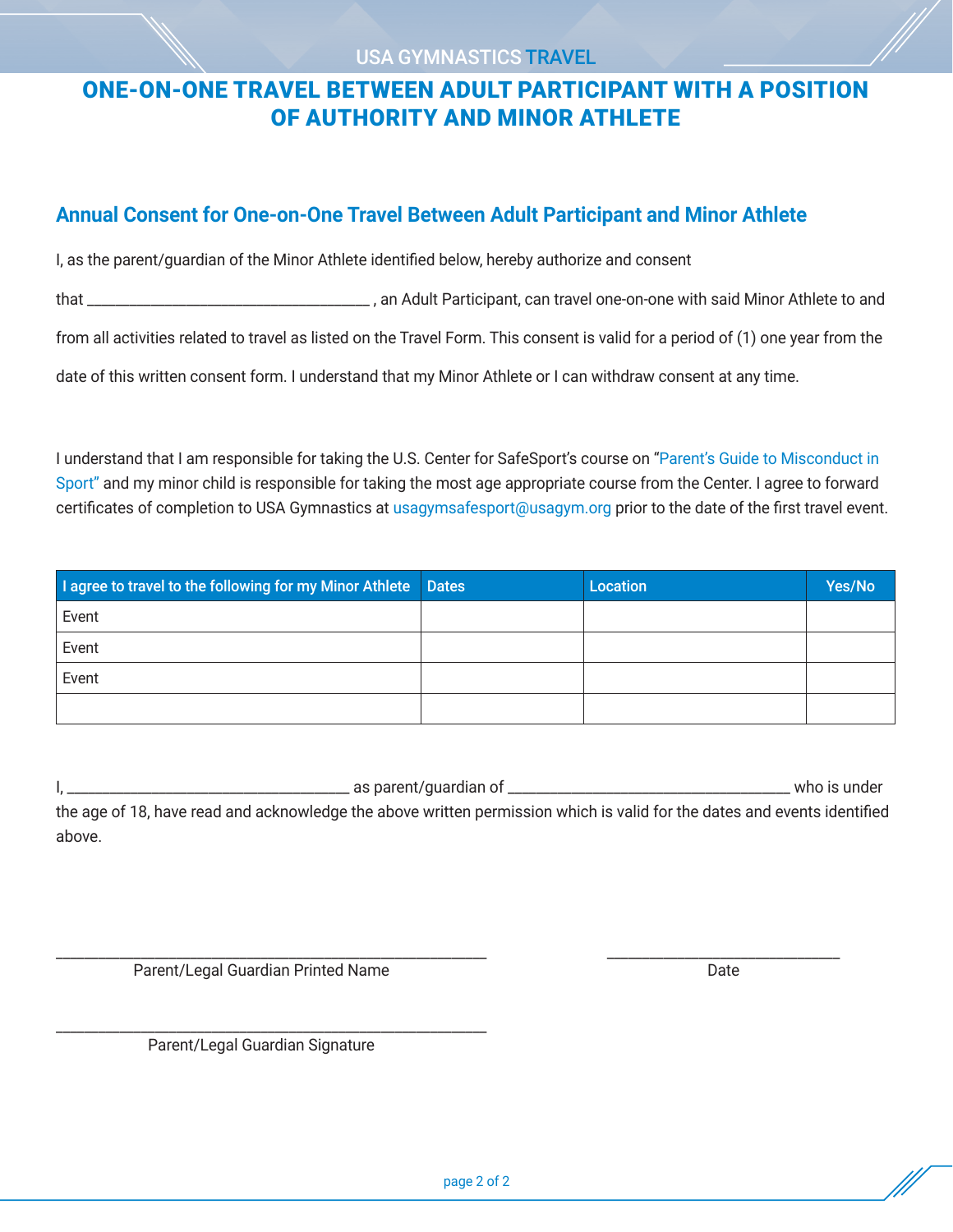# ONE-ON-ONE TRAVEL BETWEEN ADULT PARTICIPANT WITH A POSITION OF AUTHORITY AND MINOR ATHLETE

## Annual Consent for One-on-One Travel Between Adult Participant and Minor Athlete

I, as the parent/guardian of the Minor Athlete identified below, hereby authorize and consent

that ___________________________________ , an Adult Participant, can travel one-on-one with said Minor Athlete to and from all activities related to travel as listed on the Travel Form. This consent is valid for a period of (1) one year from the date of this written consent form. I understand that my Minor Athlete or I can withdraw consent at any time.

I understand that I am responsible for taking the U.S. Center for SafeSport's course on "Parent's Guide to Misconduct in Sport" and my minor child is responsible for taking the most age appropriate course from the Center. I agree to forward certificates of completion to USA Gymnastics at usagymsafesport@usagym.org prior to the date of the first travel event.

| I agree to travel to the following for my Minor Athlete | Dates | Location | Yes/No |
|---|---|---|---|
| Event | | | |
| Event | | | |
| Event | | | |
| | | | |

I, ___________________________________ as parent/guardian of ___________________________________ who is under the age of 18, have read and acknowledge the above written permission which is valid for the dates and events identified above.

______________________________________________________
Parent/Legal Guardian Printed Name

______________________________
Date

______________________________________________________
Parent/Legal Guardian Signature